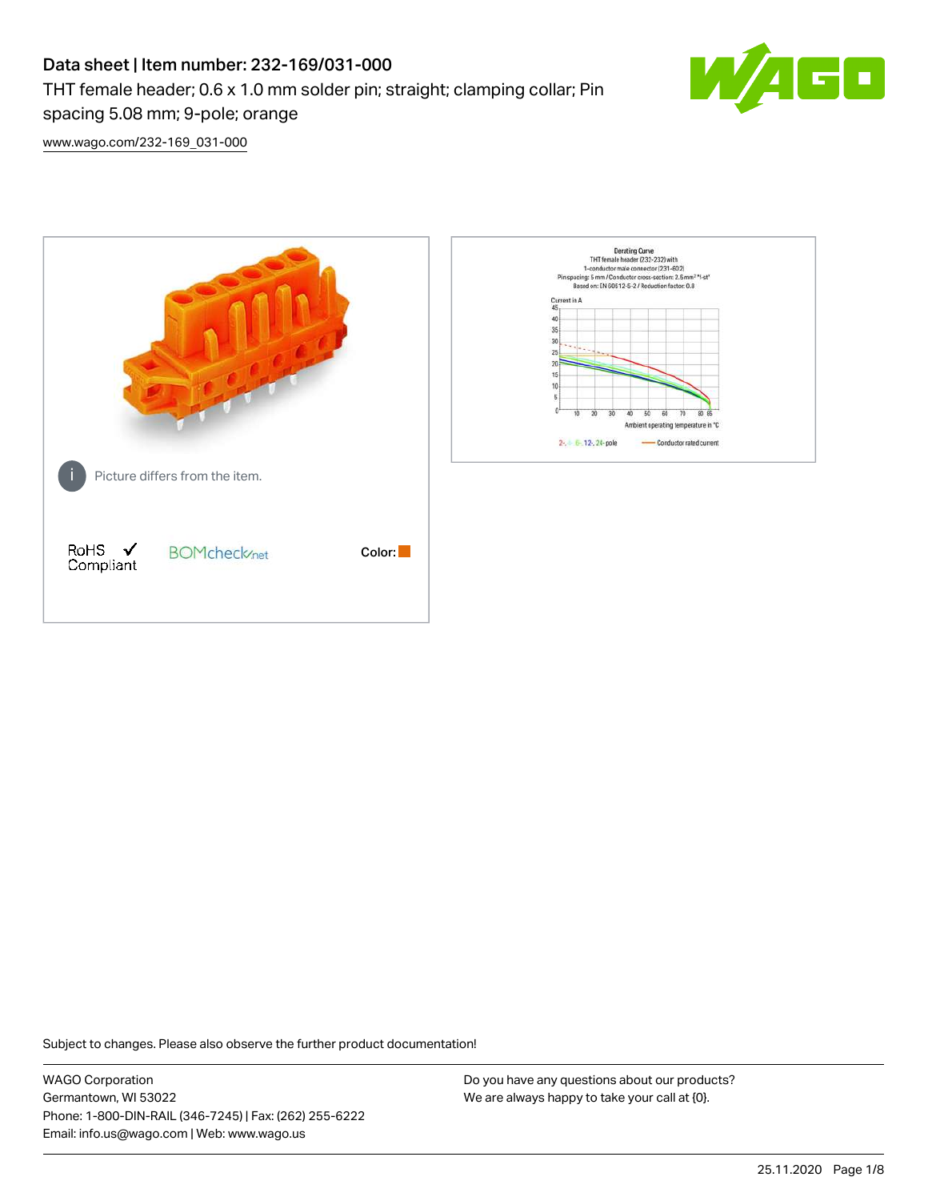# Data sheet | Item number: 232-169/031-000

THT female header; 0.6 x 1.0 mm solder pin; straight; clamping collar; Pin spacing 5.08 mm; 9-pole; orange

[www.wago.com/232-169_031-000](www.wago.com/232-169_031-000)

Picture differs from the item.

RoHS ✓ Compliant

BOMcheck.net

Color:

Subject to changes. Please also observe the further product documentation!

WAGO Corporation
Germantown, WI 53022
Phone: 1-800-DIN-RAIL (346-7245) | Fax: (262) 255-6222
Email: info.us@wago.com | Web: www.wago.us

Do you have any questions about our products?
We are always happy to take your call at {0}.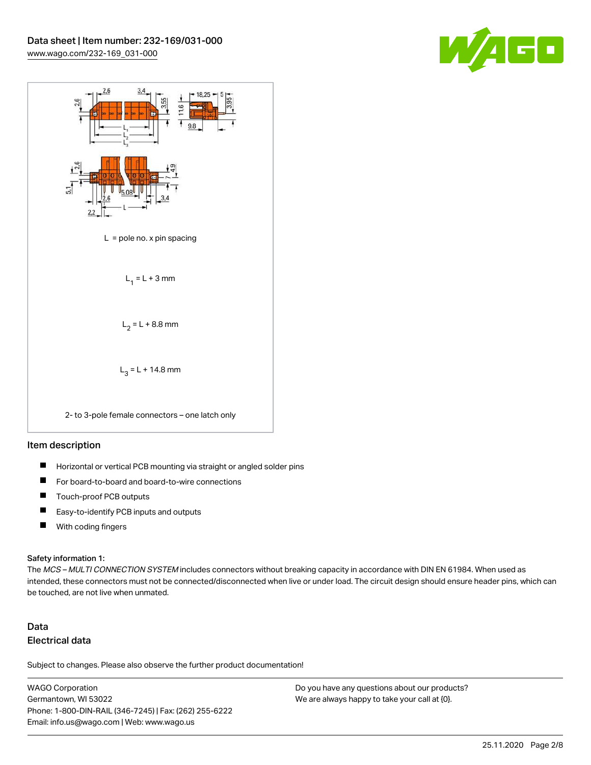$L$ = pole no. x pin spacing

$L_1 = L + 3$ mm

$L_2 = L + 8.8$ mm

$L_3 = L + 14.8$ mm

2- to 3-pole female connectors – one latch only

## Item description

- Horizontal or vertical PCB mounting via straight or angled solder pins
- For board-to-board and board-to-wire connections
- Touch-proof PCB outputs
- Easy-to-identify PCB inputs and outputs
- With coding fingers

**Safety information 1:**

The *MCS – MULTI CONNECTION SYSTEM* includes connectors without breaking capacity in accordance with DIN EN 61984. When used as intended, these connectors must not be connected/disconnected when live or under load. The circuit design should ensure header pins, which can be touched, are not live when unmated.

## Data

### Electrical data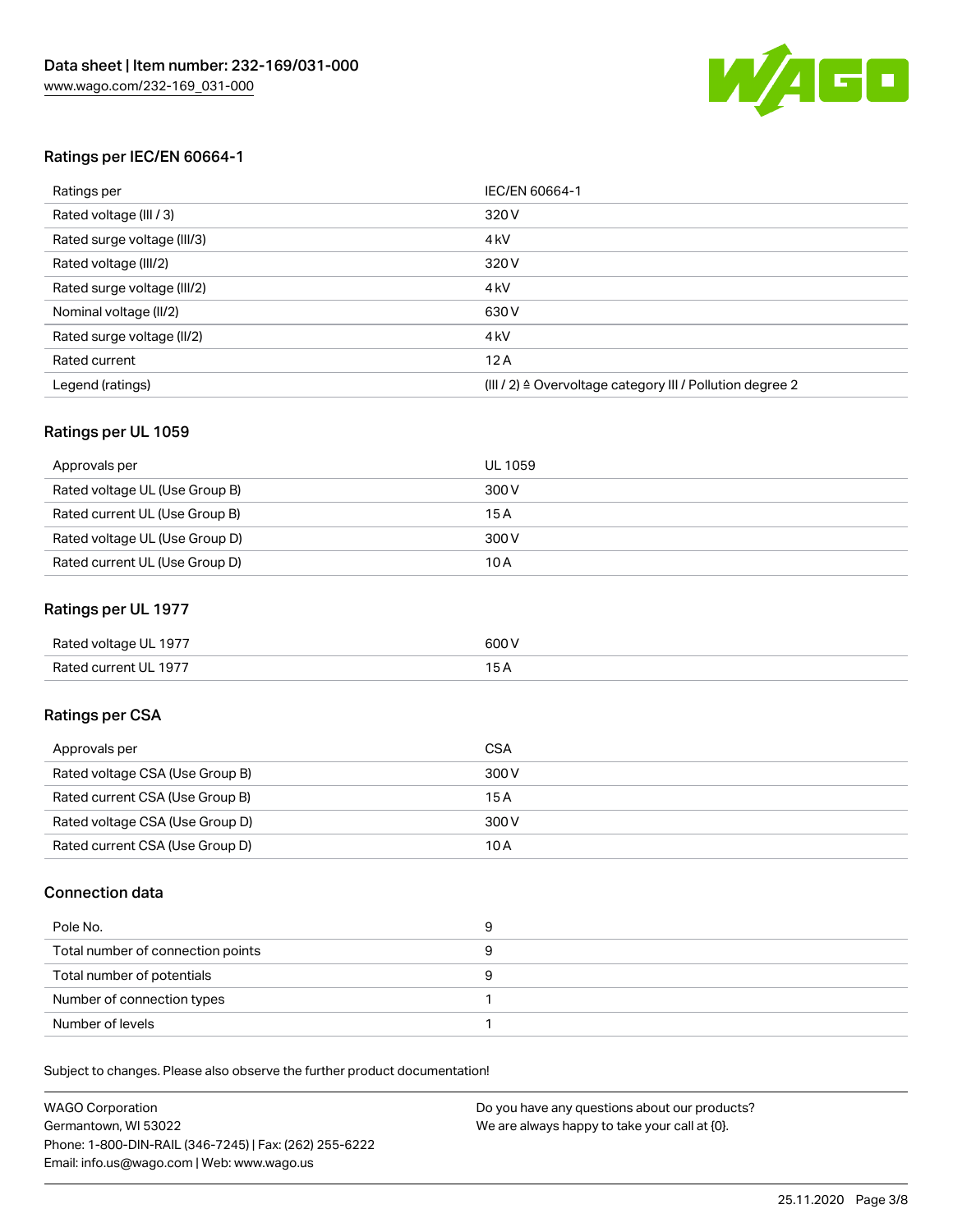## Ratings per IEC/EN 60664-1

| Ratings per | IEC/EN 60664-1 |
| --- | --- |
| Rated voltage (III / 3) | 320 V |
| Rated surge voltage (III/3) | 4 kV |
| Rated voltage (III/2) | 320 V |
| Rated surge voltage (III/2) | 4 kV |
| Nominal voltage (II/2) | 630 V |
| Rated surge voltage (II/2) | 4 kV |
| Rated current | 12 A |
| Legend (ratings) | (III / 2) ≙ Overvoltage category III / Pollution degree 2 |

## Ratings per UL 1059

| Approvals per | UL 1059 |
| --- | --- |
| Rated voltage UL (Use Group B) | 300 V |
| Rated current UL (Use Group B) | 15 A |
| Rated voltage UL (Use Group D) | 300 V |
| Rated current UL (Use Group D) | 10 A |

## Ratings per UL 1977

| Rated voltage UL 1977 | 600 V |
| --- | --- |
| Rated current UL 1977 | 15 A |

## Ratings per CSA

| Approvals per | CSA |
| --- | --- |
| Rated voltage CSA (Use Group B) | 300 V |
| Rated current CSA (Use Group B) | 15 A |
| Rated voltage CSA (Use Group D) | 300 V |
| Rated current CSA (Use Group D) | 10 A |

## Connection data

| Pole No. | 9 |
| --- | --- |
| Total number of connection points | 9 |
| Total number of potentials | 9 |
| Number of connection types | 1 |
| Number of levels | 1 |

Subject to changes. Please also observe the further product documentation!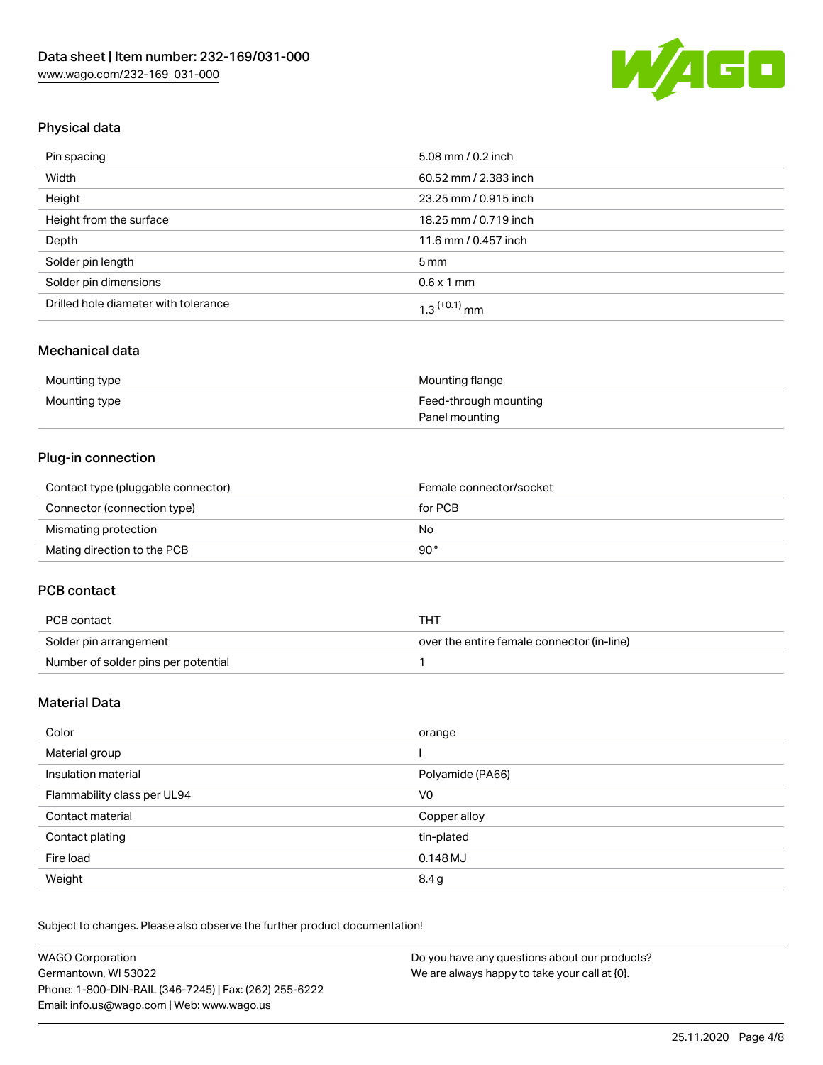## Physical data

| Pin spacing | 5.08 mm / 0.2 inch |
|---|---|
| Width | 60.52 mm / 2.383 inch |
| Height | 23.25 mm / 0.915 inch |
| Height from the surface | 18.25 mm / 0.719 inch |
| Depth | 11.6 mm / 0.457 inch |
| Solder pin length | 5 mm |
| Solder pin dimensions | 0.6 x 1 mm |
| Drilled hole diameter with tolerance | $1.3^{(+0.1)}$ mm |

## Mechanical data

| Mounting type | Mounting flange |
|---|---|
| Mounting type | Feed-through mounting<br>Panel mounting |

## Plug-in connection

| Contact type (pluggable connector) | Female connector/socket |
|---|---|
| Connector (connection type) | for PCB |
| Mismating protection | No |
| Mating direction to the PCB | 90° |

## PCB contact

| PCB contact | THT |
|---|---|
| Solder pin arrangement | over the entire female connector (in-line) |
| Number of solder pins per potential | 1 |

## Material Data

| Color | orange |
|---|---|
| Material group | I |
| Insulation material | Polyamide (PA66) |
| Flammability class per UL94 | V0 |
| Contact material | Copper alloy |
| Contact plating | tin-plated |
| Fire load | 0.148 MJ |
| Weight | 8.4 g |

Subject to changes. Please also observe the further product documentation!

WAGO Corporation
Germantown, WI 53022
Phone: 1-800-DIN-RAIL (346-7245) | Fax: (262) 255-6222
Email: info.us@wago.com | Web: www.wago.us

Do you have any questions about our products?
We are always happy to take your call at {0}.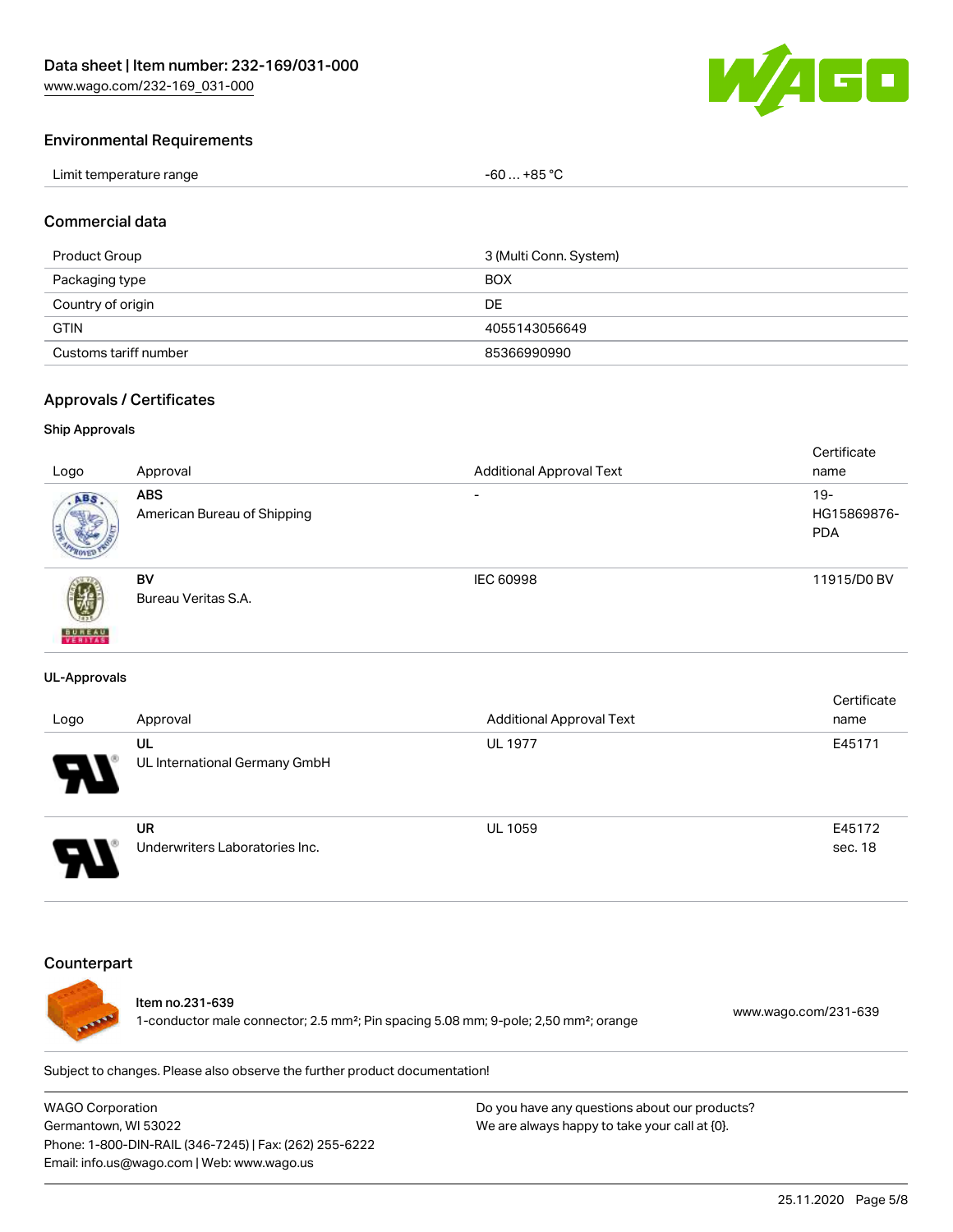## Environmental Requirements

| | |
|---|---|
| Limit temperature range | -60 … +85 °C |

## Commercial data

| | |
|---|---|
| Product Group | 3 (Multi Conn. System) |
| Packaging type | BOX |
| Country of origin | DE |
| GTIN | 4055143056649 |
| Customs tariff number | 85366990990 |

## Approvals / Certificates

### Ship Approvals

| Logo | Approval | Additional Approval Text | Certificate name |
|---|---|---|---|
| | **ABS** American Bureau of Shipping | - | 19-HG15869876-PDA |
| | **BV** Bureau Veritas S.A. | IEC 60998 | 11915/D0 BV |

### UL-Approvals

| Logo | Approval | Additional Approval Text | Certificate name |
|---|---|---|---|
| | **UL** UL International Germany GmbH | UL 1977 | E45171 |
| | **UR** Underwriters Laboratories Inc. | UL 1059 | E45172 sec. 18 |

## Counterpart

**Item no.231-639**
1-conductor male connector; 2.5 mm²; Pin spacing 5.08 mm; 9-pole; 2,50 mm²; orange
www.wago.com/231-639

Subject to changes. Please also observe the further product documentation!

WAGO Corporation
Germantown, WI 53022
Phone: 1-800-DIN-RAIL (346-7245) | Fax: (262) 255-6222
Email: info.us@wago.com | Web: www.wago.us

Do you have any questions about our products?
We are always happy to take your call at {0}.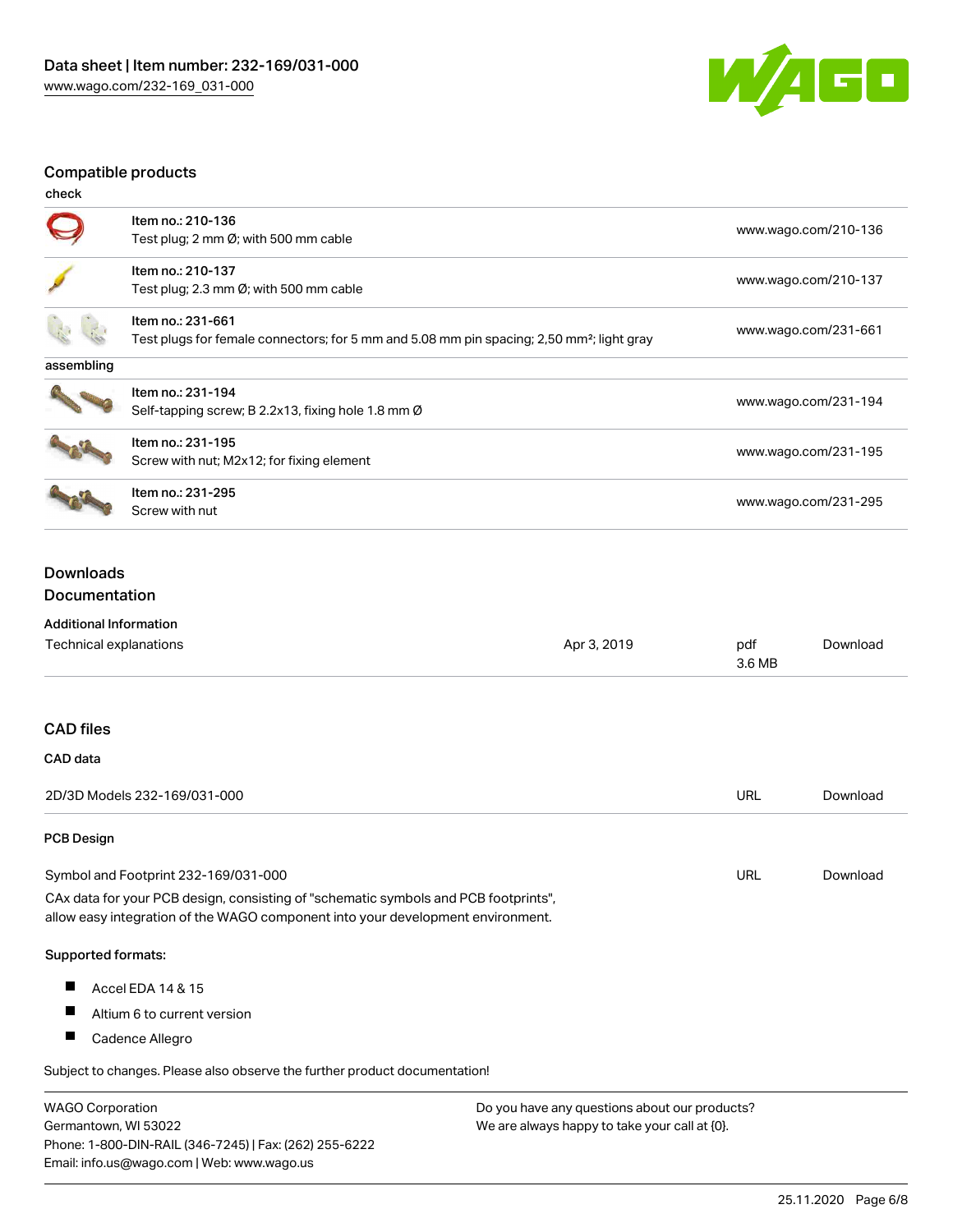## Compatible products

check

| | | |
|---|---|---|
| | Item no.: 210-136<br>Test plug; 2 mm Ø; with 500 mm cable | www.wago.com/210-136 |
| | Item no.: 210-137<br>Test plug; 2.3 mm Ø; with 500 mm cable | www.wago.com/210-137 |
| | Item no.: 231-661<br>Test plugs for female connectors; for 5 mm and 5.08 mm pin spacing; 2,50 mm²; light gray | www.wago.com/231-661 |

assembling

| | | |
|---|---|---|
| | Item no.: 231-194<br>Self-tapping screw; B 2.2x13, fixing hole 1.8 mm Ø | www.wago.com/231-194 |
| | Item no.: 231-195<br>Screw with nut; M2x12; for fixing element | www.wago.com/231-195 |
| | Item no.: 231-295<br>Screw with nut | www.wago.com/231-295 |

## Downloads

### Documentation

**Additional Information**

| | | | |
|---|---|---|---|
| Technical explanations | Apr 3, 2019 | pdf<br>3.6 MB | Download |

## CAD files

**CAD data**

| | | |
|---|---|---|
| 2D/3D Models 232-169/031-000 | URL | Download |

**PCB Design**

| | | |
|---|---|---|
| Symbol and Footprint 232-169/031-000 | URL | Download |

CAx data for your PCB design, consisting of "schematic symbols and PCB footprints", allow easy integration of the WAGO component into your development environment.

**Supported formats:**

- Accel EDA 14 & 15
- Altium 6 to current version
- Cadence Allegro

Subject to changes. Please also observe the further product documentation!

WAGO Corporation
Germantown, WI 53022
Phone: 1-800-DIN-RAIL (346-7245) | Fax: (262) 255-6222
Email: info.us@wago.com | Web: www.wago.us

Do you have any questions about our products?
We are always happy to take your call at {0}.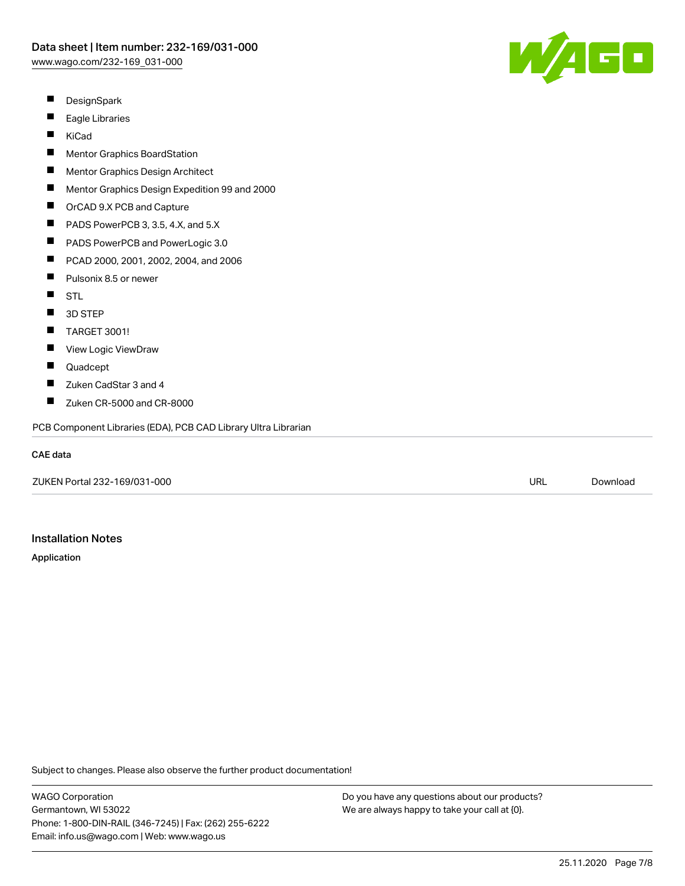- DesignSpark
- Eagle Libraries
- KiCad
- Mentor Graphics BoardStation
- Mentor Graphics Design Architect
- Mentor Graphics Design Expedition 99 and 2000
- OrCAD 9.X PCB and Capture
- PADS PowerPCB 3, 3.5, 4.X, and 5.X
- PADS PowerPCB and PowerLogic 3.0
- PCAD 2000, 2001, 2002, 2004, and 2006
- Pulsonix 8.5 or newer
- STL
- 3D STEP
- TARGET 3001!
- View Logic ViewDraw
- Quadcept
- Zuken CadStar 3 and 4
- Zuken CR-5000 and CR-8000

PCB Component Libraries (EDA), PCB CAD Library Ultra Librarian

**CAE data**

| ZUKEN Portal 232-169/031-000 | URL | Download |
|---|---|---|

## Installation Notes

**Application**

Subject to changes. Please also observe the further product documentation!

WAGO Corporation
Germantown, WI 53022
Phone: 1-800-DIN-RAIL (346-7245) | Fax: (262) 255-6222
Email: info.us@wago.com | Web: www.wago.us

Do you have any questions about our products?
We are always happy to take your call at {0}.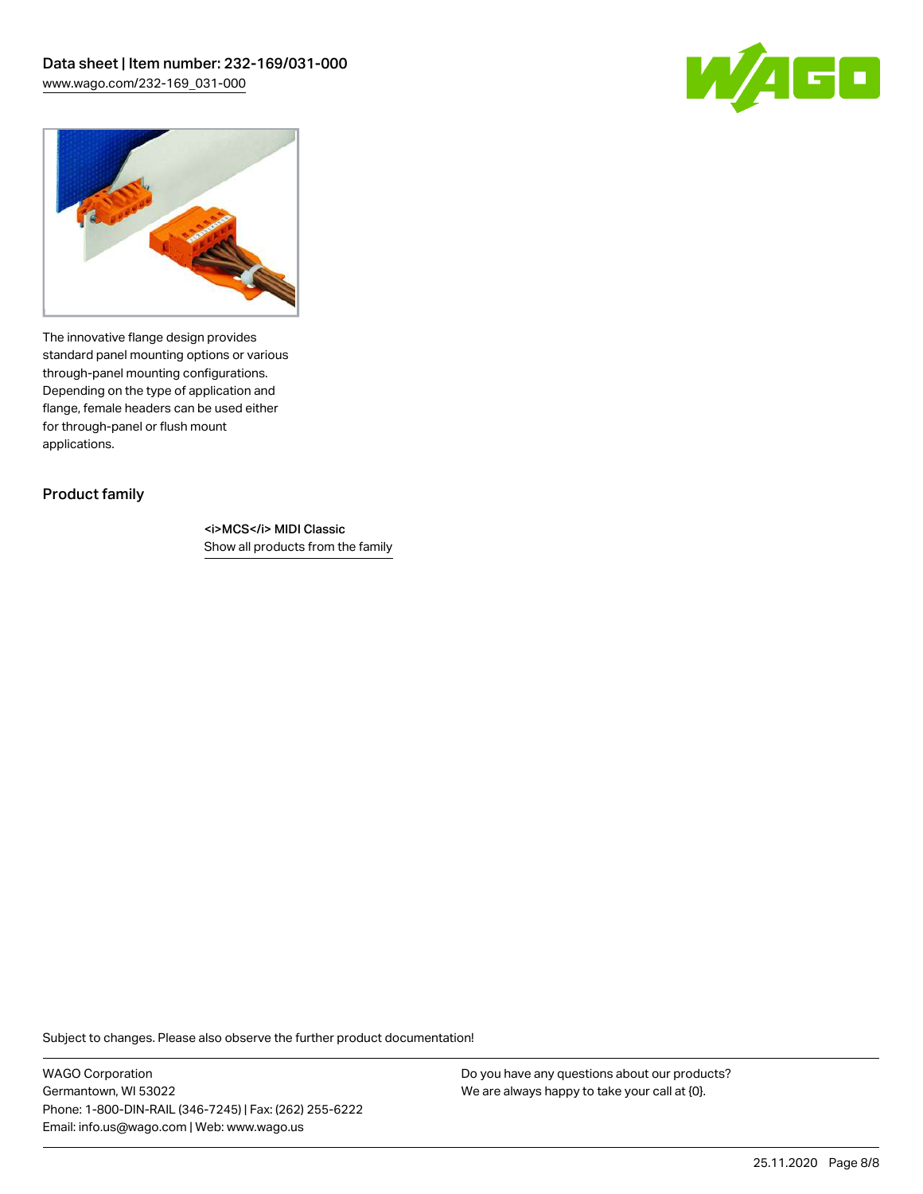The innovative flange design provides standard panel mounting options or various through-panel mounting configurations. Depending on the type of application and flange, female headers can be used either for through-panel or flush mount applications.

## Product family

<i>MCS</i> MIDI Classic
Show all products from the family

Subject to changes. Please also observe the further product documentation!

WAGO Corporation
Germantown, WI 53022
Phone: 1-800-DIN-RAIL (346-7245) | Fax: (262) 255-6222
Email: info.us@wago.com | Web: www.wago.us

Do you have any questions about our products?
We are always happy to take your call at {0}.